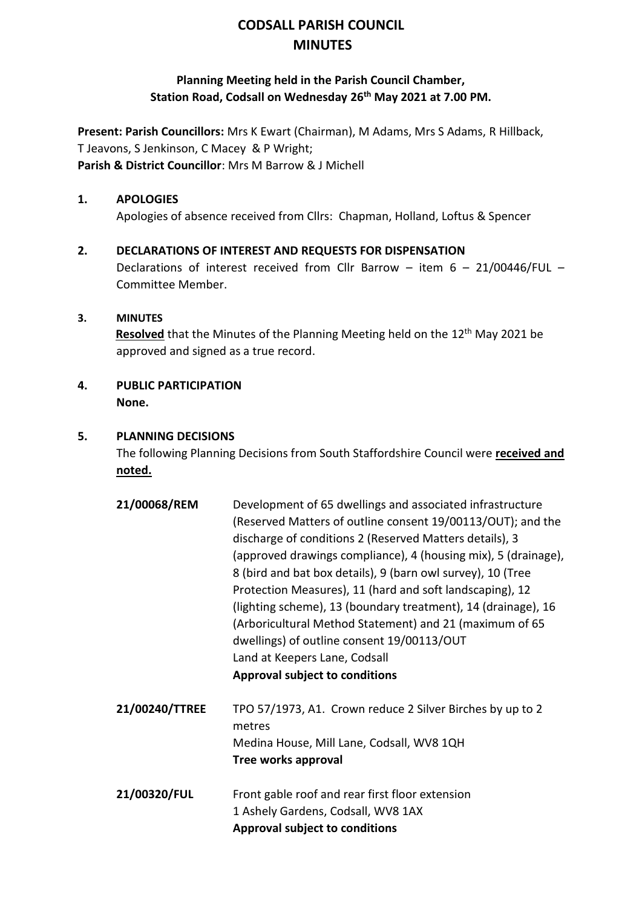# CODSALL PARISH COUNCIL
# MINUTES

**Planning Meeting held in the Parish Council Chamber, Station Road, Codsall on Wednesday 26th May 2021 at 7.00 PM.**

**Present: Parish Councillors:** Mrs K Ewart (Chairman), M Adams, Mrs S Adams, R Hillback, T Jeavons, S Jenkinson, C Macey & P Wright;
**Parish & District Councillor**: Mrs M Barrow & J Michell

## 1. APOLOGIES

Apologies of absence received from Cllrs: Chapman, Holland, Loftus & Spencer

## 2. DECLARATIONS OF INTEREST AND REQUESTS FOR DISPENSATION

Declarations of interest received from Cllr Barrow – item 6 – 21/00446/FUL – Committee Member.

## 3. MINUTES

**Resolved** that the Minutes of the Planning Meeting held on the 12th May 2021 be approved and signed as a true record.

## 4. PUBLIC PARTICIPATION

**None.**

## 5. PLANNING DECISIONS

The following Planning Decisions from South Staffordshire Council were **received and noted.**

**21/00068/REM** Development of 65 dwellings and associated infrastructure (Reserved Matters of outline consent 19/00113/OUT); and the discharge of conditions 2 (Reserved Matters details), 3 (approved drawings compliance), 4 (housing mix), 5 (drainage), 8 (bird and bat box details), 9 (barn owl survey), 10 (Tree Protection Measures), 11 (hard and soft landscaping), 12 (lighting scheme), 13 (boundary treatment), 14 (drainage), 16 (Arboricultural Method Statement) and 21 (maximum of 65 dwellings) of outline consent 19/00113/OUT
Land at Keepers Lane, Codsall
**Approval subject to conditions**

**21/00240/TTREE** TPO 57/1973, A1. Crown reduce 2 Silver Birches by up to 2 metres
Medina House, Mill Lane, Codsall, WV8 1QH
**Tree works approval**

**21/00320/FUL** Front gable roof and rear first floor extension
1 Ashely Gardens, Codsall, WV8 1AX
**Approval subject to conditions**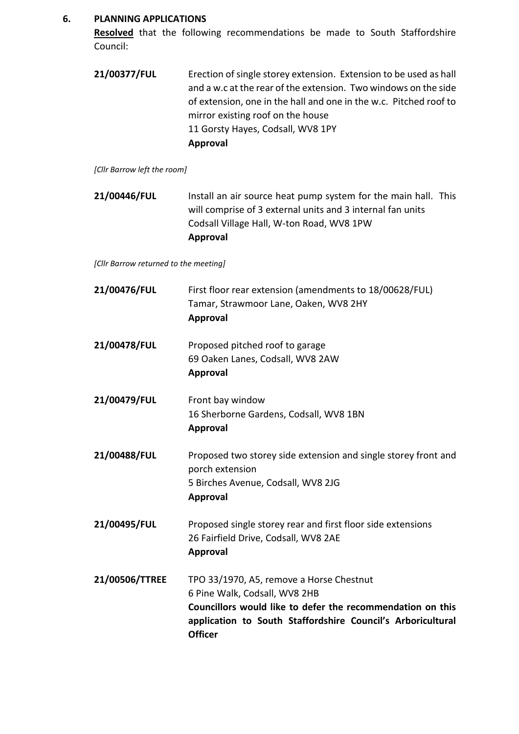## 6. PLANNING APPLICATIONS

**Resolved** that the following recommendations be made to South Staffordshire Council:

**21/00377/FUL** Erection of single storey extension. Extension to be used as hall and a w.c at the rear of the extension. Two windows on the side of extension, one in the hall and one in the w.c. Pitched roof to mirror existing roof on the house
11 Gorsty Hayes, Codsall, WV8 1PY
**Approval**

*[Cllr Barrow left the room]*

**21/00446/FUL** Install an air source heat pump system for the main hall. This will comprise of 3 external units and 3 internal fan units
Codsall Village Hall, W-ton Road, WV8 1PW
**Approval**

*[Cllr Barrow returned to the meeting]*

**21/00476/FUL** First floor rear extension (amendments to 18/00628/FUL)
Tamar, Strawmoor Lane, Oaken, WV8 2HY
**Approval**

**21/00478/FUL** Proposed pitched roof to garage
69 Oaken Lanes, Codsall, WV8 2AW
**Approval**

**21/00479/FUL** Front bay window
16 Sherborne Gardens, Codsall, WV8 1BN
**Approval**

**21/00488/FUL** Proposed two storey side extension and single storey front and porch extension
5 Birches Avenue, Codsall, WV8 2JG
**Approval**

**21/00495/FUL** Proposed single storey rear and first floor side extensions
26 Fairfield Drive, Codsall, WV8 2AE
**Approval**

**21/00506/TTREE** TPO 33/1970, A5, remove a Horse Chestnut
6 Pine Walk, Codsall, WV8 2HB
**Councillors would like to defer the recommendation on this application to South Staffordshire Council's Arboricultural Officer**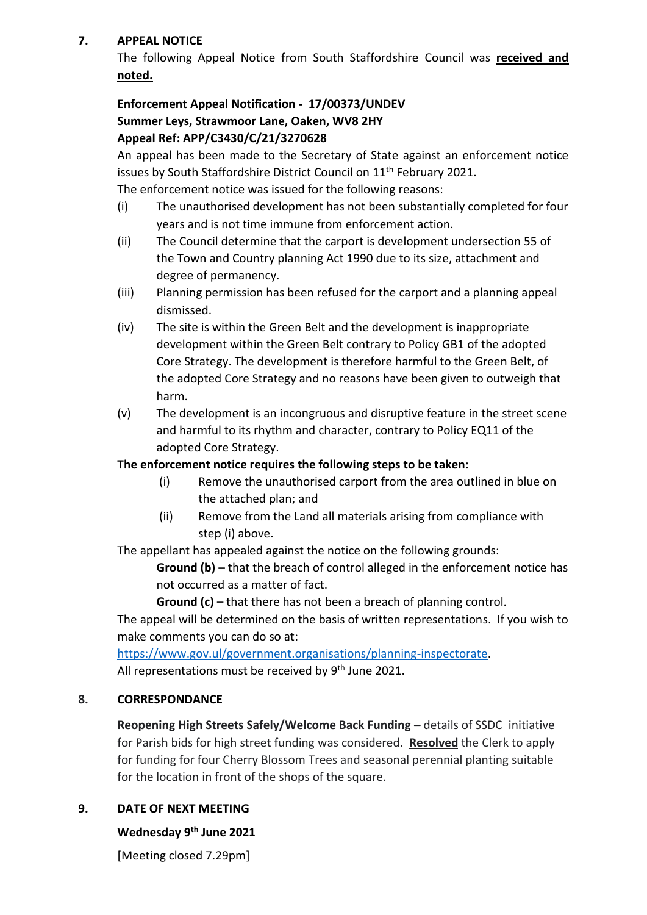## 7. APPEAL NOTICE

The following Appeal Notice from South Staffordshire Council was **received and noted.**

**Enforcement Appeal Notification - 17/00373/UNDEV**
**Summer Leys, Strawmoor Lane, Oaken, WV8 2HY**
**Appeal Ref: APP/C3430/C/21/3270628**

An appeal has been made to the Secretary of State against an enforcement notice issues by South Staffordshire District Council on 11th February 2021.

The enforcement notice was issued for the following reasons:

(i) The unauthorised development has not been substantially completed for four years and is not time immune from enforcement action.

(ii) The Council determine that the carport is development undersection 55 of the Town and Country planning Act 1990 due to its size, attachment and degree of permanency.

(iii) Planning permission has been refused for the carport and a planning appeal dismissed.

(iv) The site is within the Green Belt and the development is inappropriate development within the Green Belt contrary to Policy GB1 of the adopted Core Strategy. The development is therefore harmful to the Green Belt, of the adopted Core Strategy and no reasons have been given to outweigh that harm.

(v) The development is an incongruous and disruptive feature in the street scene and harmful to its rhythm and character, contrary to Policy EQ11 of the adopted Core Strategy.

**The enforcement notice requires the following steps to be taken:**

(i) Remove the unauthorised carport from the area outlined in blue on the attached plan; and

(ii) Remove from the Land all materials arising from compliance with step (i) above.

The appellant has appealed against the notice on the following grounds:

**Ground (b)** – that the breach of control alleged in the enforcement notice has not occurred as a matter of fact.

**Ground (c)** – that there has not been a breach of planning control.

The appeal will be determined on the basis of written representations. If you wish to make comments you can do so at:

https://www.gov.ul/government.organisations/planning-inspectorate.

All representations must be received by 9th June 2021.

## 8. CORRESPONDANCE

**Reopening High Streets Safely/Welcome Back Funding –** details of SSDC initiative for Parish bids for high street funding was considered. **Resolved** the Clerk to apply for funding for four Cherry Blossom Trees and seasonal perennial planting suitable for the location in front of the shops of the square.

## 9. DATE OF NEXT MEETING

**Wednesday 9th June 2021**

[Meeting closed 7.29pm]